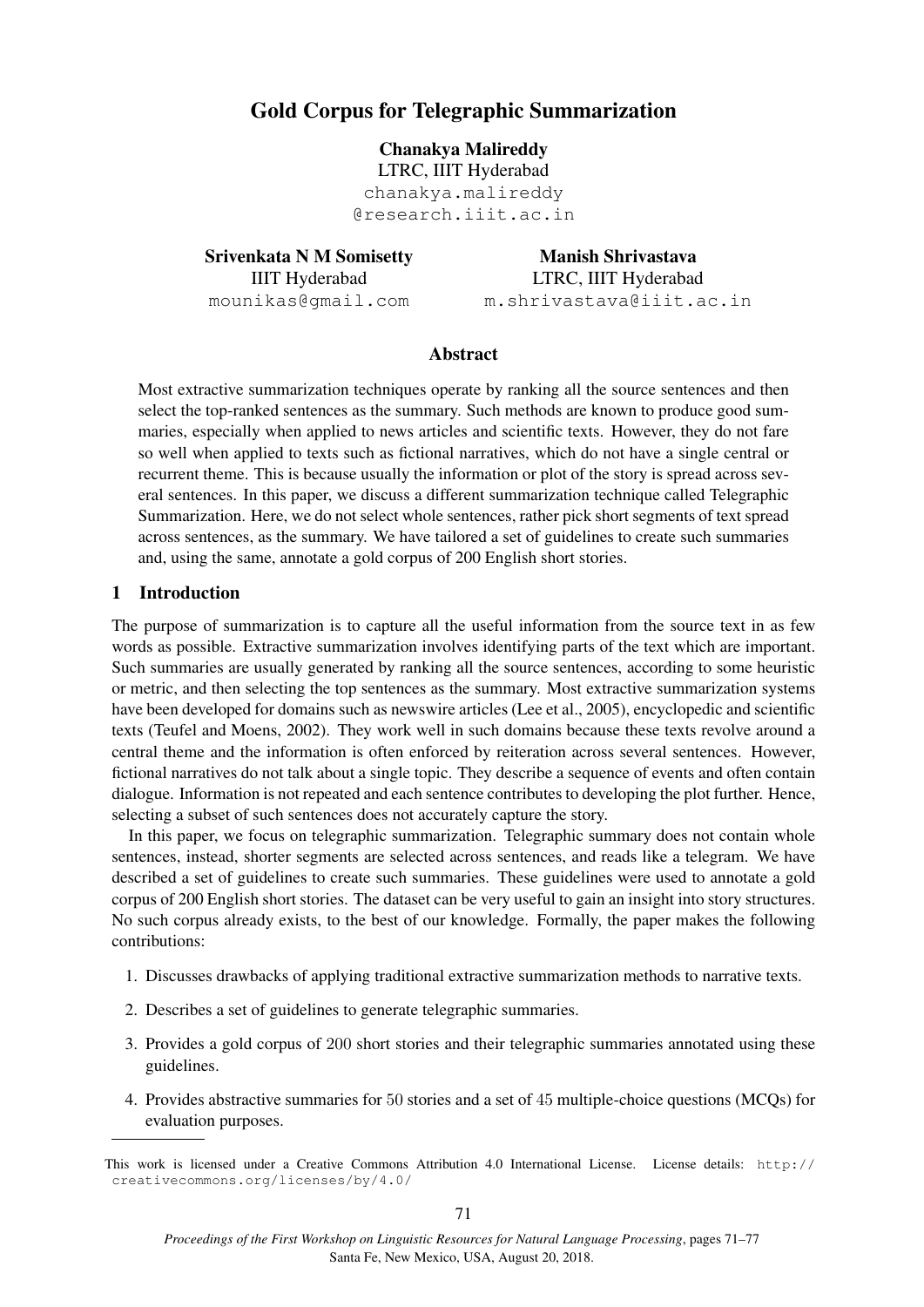# Gold Corpus for Telegraphic Summarization

**Chanakya Malireddy**
LTRC, IIIT Hyderabad
chanakya.malireddy
@research.iiit.ac.in

**Srivenkata N M Somisetty**
IIIT Hyderabad
mounikas@gmail.com

**Manish Shrivastava**
LTRC, IIIT Hyderabad
m.shrivastava@iiit.ac.in

## Abstract

Most extractive summarization techniques operate by ranking all the source sentences and then select the top-ranked sentences as the summary. Such methods are known to produce good summaries, especially when applied to news articles and scientific texts. However, they do not fare so well when applied to texts such as fictional narratives, which do not have a single central or recurrent theme. This is because usually the information or plot of the story is spread across several sentences. In this paper, we discuss a different summarization technique called Telegraphic Summarization. Here, we do not select whole sentences, rather pick short segments of text spread across sentences, as the summary. We have tailored a set of guidelines to create such summaries and, using the same, annotate a gold corpus of 200 English short stories.

## 1 Introduction

The purpose of summarization is to capture all the useful information from the source text in as few words as possible. Extractive summarization involves identifying parts of the text which are important. Such summaries are usually generated by ranking all the source sentences, according to some heuristic or metric, and then selecting the top sentences as the summary. Most extractive summarization systems have been developed for domains such as newswire articles (Lee et al., 2005), encyclopedic and scientific texts (Teufel and Moens, 2002). They work well in such domains because these texts revolve around a central theme and the information is often enforced by reiteration across several sentences. However, fictional narratives do not talk about a single topic. They describe a sequence of events and often contain dialogue. Information is not repeated and each sentence contributes to developing the plot further. Hence, selecting a subset of such sentences does not accurately capture the story.

In this paper, we focus on telegraphic summarization. Telegraphic summary does not contain whole sentences, instead, shorter segments are selected across sentences, and reads like a telegram. We have described a set of guidelines to create such summaries. These guidelines were used to annotate a gold corpus of 200 English short stories. The dataset can be very useful to gain an insight into story structures. No such corpus already exists, to the best of our knowledge. Formally, the paper makes the following contributions:

1. Discusses drawbacks of applying traditional extractive summarization methods to narrative texts.
2. Describes a set of guidelines to generate telegraphic summaries.
3. Provides a gold corpus of 200 short stories and their telegraphic summaries annotated using these guidelines.
4. Provides abstractive summaries for 50 stories and a set of 45 multiple-choice questions (MCQs) for evaluation purposes.

This work is licensed under a Creative Commons Attribution 4.0 International License. License details: http://creativecommons.org/licenses/by/4.0/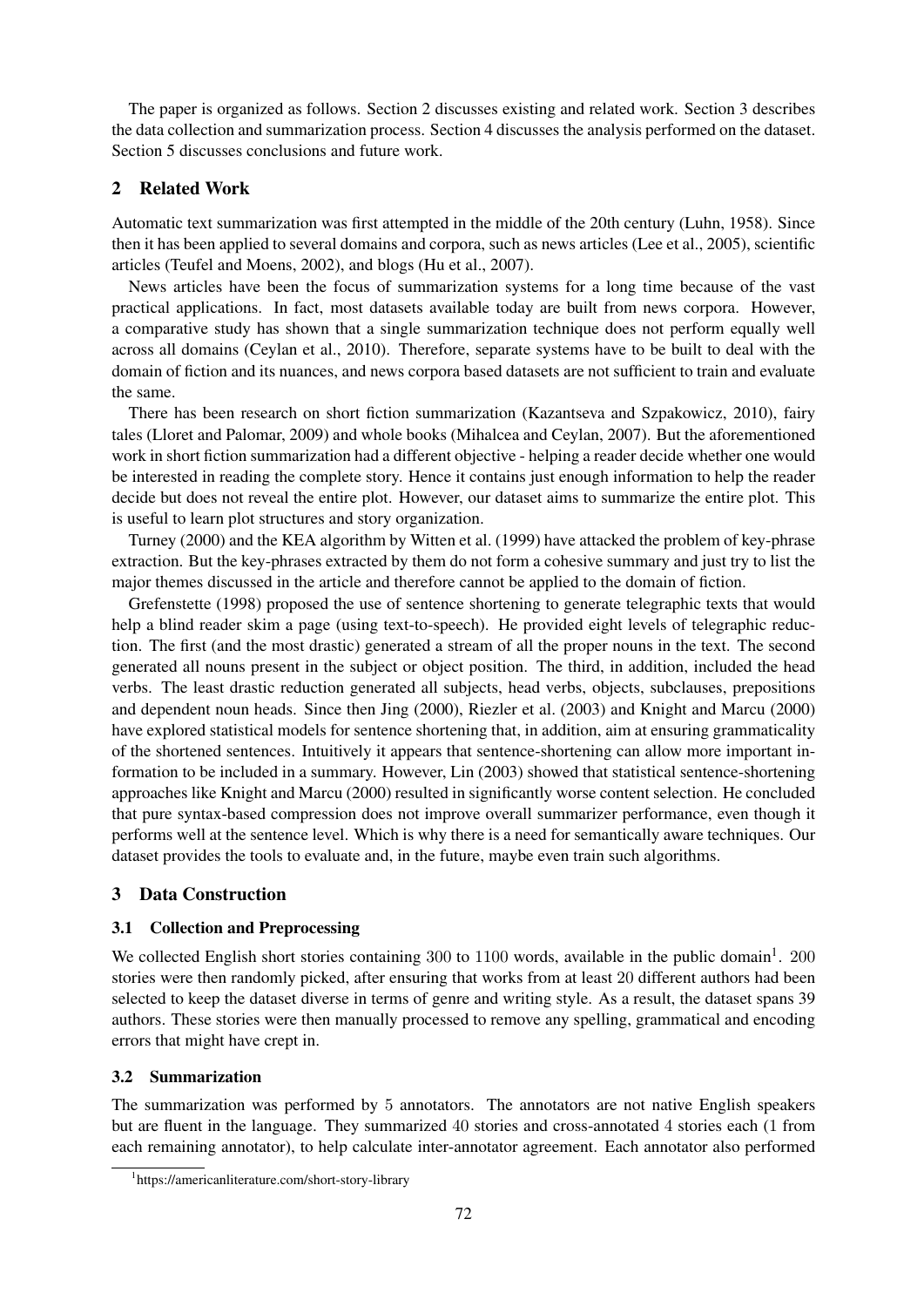The paper is organized as follows. Section 2 discusses existing and related work. Section 3 describes the data collection and summarization process. Section 4 discusses the analysis performed on the dataset. Section 5 discusses conclusions and future work.

## 2 Related Work

Automatic text summarization was first attempted in the middle of the 20th century (Luhn, 1958). Since then it has been applied to several domains and corpora, such as news articles (Lee et al., 2005), scientific articles (Teufel and Moens, 2002), and blogs (Hu et al., 2007).

News articles have been the focus of summarization systems for a long time because of the vast practical applications. In fact, most datasets available today are built from news corpora. However, a comparative study has shown that a single summarization technique does not perform equally well across all domains (Ceylan et al., 2010). Therefore, separate systems have to be built to deal with the domain of fiction and its nuances, and news corpora based datasets are not sufficient to train and evaluate the same.

There has been research on short fiction summarization (Kazantseva and Szpakowicz, 2010), fairy tales (Lloret and Palomar, 2009) and whole books (Mihalcea and Ceylan, 2007). But the aforementioned work in short fiction summarization had a different objective - helping a reader decide whether one would be interested in reading the complete story. Hence it contains just enough information to help the reader decide but does not reveal the entire plot. However, our dataset aims to summarize the entire plot. This is useful to learn plot structures and story organization.

Turney (2000) and the KEA algorithm by Witten et al. (1999) have attacked the problem of key-phrase extraction. But the key-phrases extracted by them do not form a cohesive summary and just try to list the major themes discussed in the article and therefore cannot be applied to the domain of fiction.

Grefenstette (1998) proposed the use of sentence shortening to generate telegraphic texts that would help a blind reader skim a page (using text-to-speech). He provided eight levels of telegraphic reduction. The first (and the most drastic) generated a stream of all the proper nouns in the text. The second generated all nouns present in the subject or object position. The third, in addition, included the head verbs. The least drastic reduction generated all subjects, head verbs, objects, subclauses, prepositions and dependent noun heads. Since then Jing (2000), Riezler et al. (2003) and Knight and Marcu (2000) have explored statistical models for sentence shortening that, in addition, aim at ensuring grammaticality of the shortened sentences. Intuitively it appears that sentence-shortening can allow more important information to be included in a summary. However, Lin (2003) showed that statistical sentence-shortening approaches like Knight and Marcu (2000) resulted in significantly worse content selection. He concluded that pure syntax-based compression does not improve overall summarizer performance, even though it performs well at the sentence level. Which is why there is a need for semantically aware techniques. Our dataset provides the tools to evaluate and, in the future, maybe even train such algorithms.

## 3 Data Construction

### 3.1 Collection and Preprocessing

We collected English short stories containing 300 to 1100 words, available in the public domain[1]. 200 stories were then randomly picked, after ensuring that works from at least 20 different authors had been selected to keep the dataset diverse in terms of genre and writing style. As a result, the dataset spans 39 authors. These stories were then manually processed to remove any spelling, grammatical and encoding errors that might have crept in.

### 3.2 Summarization

The summarization was performed by 5 annotators. The annotators are not native English speakers but are fluent in the language. They summarized 40 stories and cross-annotated 4 stories each (1 from each remaining annotator), to help calculate inter-annotator agreement. Each annotator also performed

[1] https://americanliterature.com/short-story-library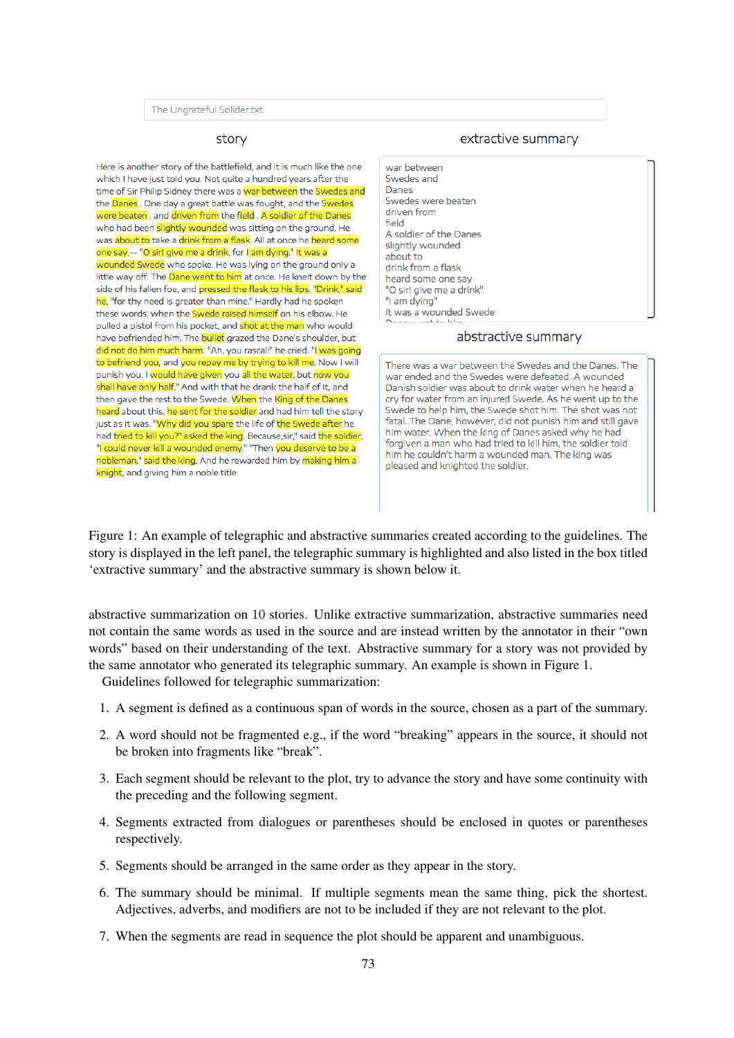The Ungrateful Solider.txt

story

Here is another story of the battlefield, and it is much like the one which I have just told you. Not quite a hundred years after the time of Sir Philip Sidney there was a war between the Swedes and the Danes . One day a great battle was fought, and the Swedes were beaten , and driven from the field . A soldier of the Danes who had been slightly wounded was sitting on the ground. He was about to take a drink from a flask. All at once he heard some one say,-- "O sir! give me a drink, for I am dying." It was a wounded Swede who spoke. He was lying on the ground only a little way off. The Dane went to him at once. He knelt down by the side of his fallen foe, and pressed the flask to his lips. "Drink," said he, "for thy need is greater than mine." Hardly had he spoken these words, when the Swede raised himself on his elbow. He pulled a pistol from his pocket, and shot at the man who would have befriended him. The bullet grazed the Dane's shoulder, but did not do him much harm. "Ah, you rascal!" he cried. "I was going to befriend you, and you repay me by trying to kill me. Now I will punish you. I would have given you all the water, but now you shall have only half." And with that he drank the half of it, and then gave the rest to the Swede. When the King of the Danes heard about this, he sent for the soldier and had him tell the story just as it was. "Why did you spare the life of the Swede after he had tried to kill you?" asked the king. Because,sir," said the soldier, "I could never kill a wounded enemy." "Then you deserve to be a nobleman," said the king. And he rewarded him by making him a knight, and giving him a noble title.

extractive summary

war between
Swedes and
Danes
Swedes were beaten
driven from
field
A soldier of the Danes
slightly wounded
about to
drink from a flask
heard some one say
"O sir! give me a drink"
"I am dying"
It was a wounded Swede

abstractive summary

There was a war between the Swedes and the Danes. The war ended and the Swedes were defeated. A wounded Danish soldier was about to drink water when he heard a cry for water from an injured Swede. As he went up to the Swede to help him, the Swede shot him. The shot was not fatal. The Dane, however, did not punish him and still gave him water. When the king of Danes asked why he had forgiven a man who had tried to kill him, the soldier told him he couldn't harm a wounded man. The king was pleased and knighted the soldier.

Figure 1: An example of telegraphic and abstractive summaries created according to the guidelines. The story is displayed in the left panel, the telegraphic summary is highlighted and also listed in the box titled ‘extractive summary’ and the abstractive summary is shown below it.

abstractive summarization on 10 stories. Unlike extractive summarization, abstractive summaries need not contain the same words as used in the source and are instead written by the annotator in their “own words” based on their understanding of the text. Abstractive summary for a story was not provided by the same annotator who generated its telegraphic summary. An example is shown in Figure 1.

Guidelines followed for telegraphic summarization:

1. A segment is defined as a continuous span of words in the source, chosen as a part of the summary.
2. A word should not be fragmented e.g., if the word “breaking” appears in the source, it should not be broken into fragments like “break”.
3. Each segment should be relevant to the plot, try to advance the story and have some continuity with the preceding and the following segment.
4. Segments extracted from dialogues or parentheses should be enclosed in quotes or parentheses respectively.
5. Segments should be arranged in the same order as they appear in the story.
6. The summary should be minimal. If multiple segments mean the same thing, pick the shortest. Adjectives, adverbs, and modifiers are not to be included if they are not relevant to the plot.
7. When the segments are read in sequence the plot should be apparent and unambiguous.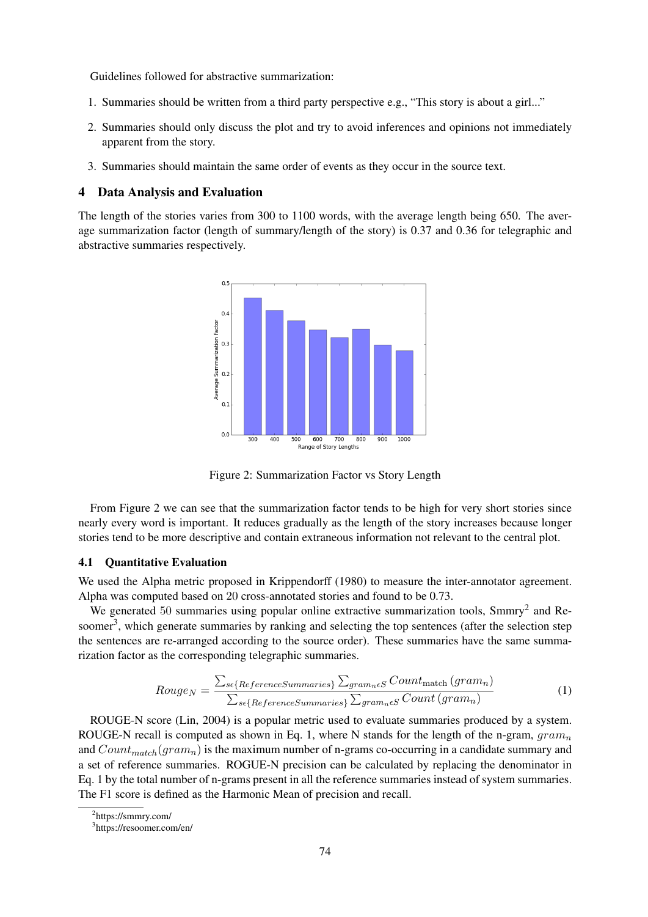Guidelines followed for abstractive summarization:

1. Summaries should be written from a third party perspective e.g., "This story is about a girl..."
2. Summaries should only discuss the plot and try to avoid inferences and opinions not immediately apparent from the story.
3. Summaries should maintain the same order of events as they occur in the source text.

## 4 Data Analysis and Evaluation

The length of the stories varies from 300 to 1100 words, with the average length being 650. The average summarization factor (length of summary/length of the story) is 0.37 and 0.36 for telegraphic and abstractive summaries respectively.

Figure 2: Summarization Factor vs Story Length

From Figure 2 we can see that the summarization factor tends to be high for very short stories since nearly every word is important. It reduces gradually as the length of the story increases because longer stories tend to be more descriptive and contain extraneous information not relevant to the central plot.

### 4.1 Quantitative Evaluation

We used the Alpha metric proposed in Krippendorff (1980) to measure the inter-annotator agreement. Alpha was computed based on 20 cross-annotated stories and found to be 0.73.

We generated 50 summaries using popular online extractive summarization tools, Smmry[2] and Resoomer[3], which generate summaries by ranking and selecting the top sentences (after the selection step the sentences are re-arranged according to the source order). These summaries have the same summarization factor as the corresponding telegraphic summaries.

$$Rouge_N = \frac{\sum_{s \epsilon \{ReferenceSummaries\}} \sum_{gram_n \epsilon S} Count_{\text{match}}(gram_n)}{\sum_{s \epsilon \{ReferenceSummaries\}} \sum_{gram_n \epsilon S} Count(gram_n)} \tag{1}$$

ROUGE-N score (Lin, 2004) is a popular metric used to evaluate summaries produced by a system. ROUGE-N recall is computed as shown in Eq. 1, where N stands for the length of the n-gram, $gram_n$ and $Count_{match}(gram_n)$ is the maximum number of n-grams co-occurring in a candidate summary and a set of reference summaries. ROGUE-N precision can be calculated by replacing the denominator in Eq. 1 by the total number of n-grams present in all the reference summaries instead of system summaries. The F1 score is defined as the Harmonic Mean of precision and recall.

[2] https://smmry.com/

[3] https://resoomer.com/en/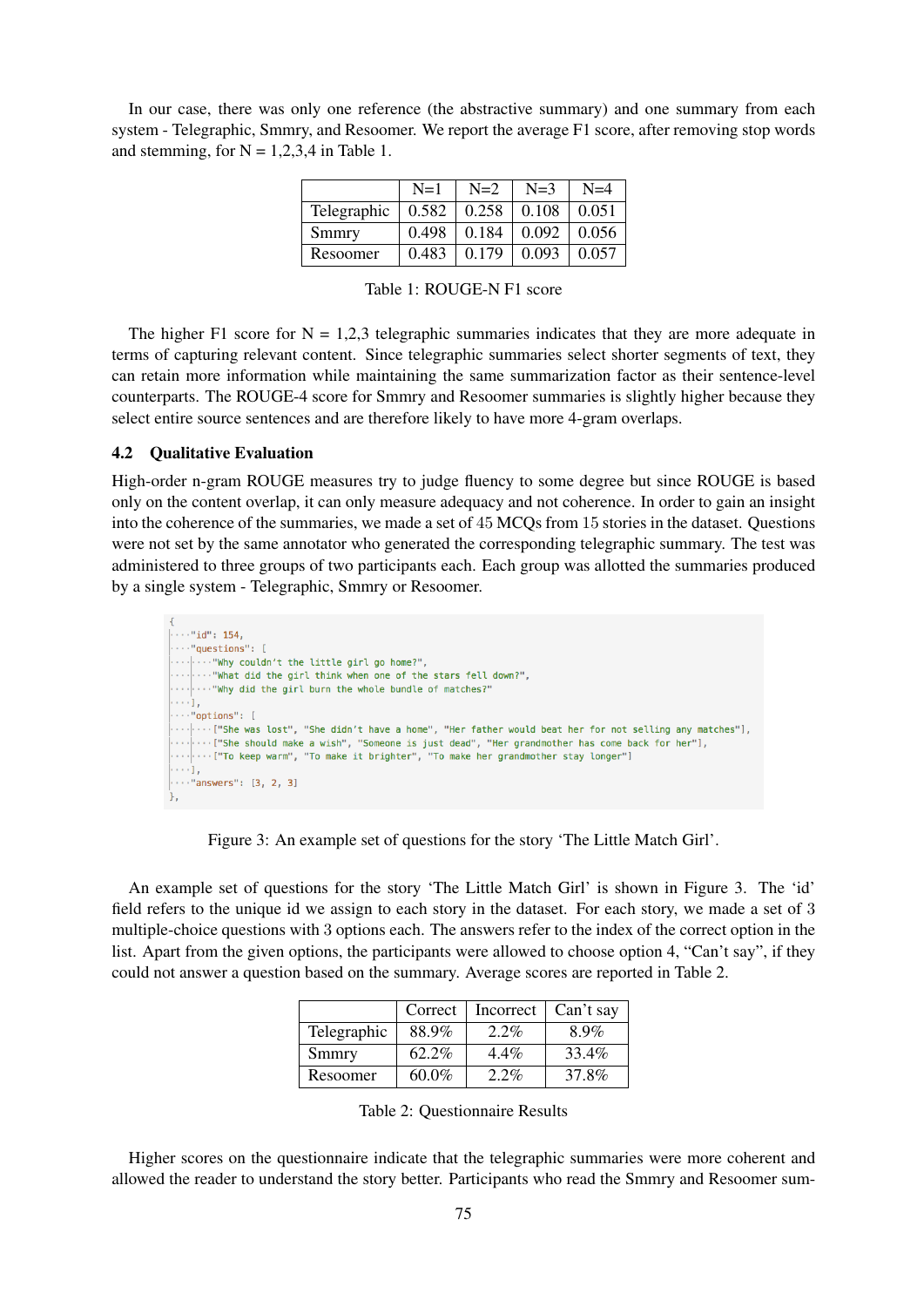In our case, there was only one reference (the abstractive summary) and one summary from each system - Telegraphic, Smmry, and Resoomer. We report the average F1 score, after removing stop words and stemming, for N = 1,2,3,4 in Table 1.

| | N=1 | N=2 | N=3 | N=4 |
|---|---|---|---|---|
| Telegraphic | 0.582 | 0.258 | 0.108 | 0.051 |
| Smmry | 0.498 | 0.184 | 0.092 | 0.056 |
| Resoomer | 0.483 | 0.179 | 0.093 | 0.057 |

Table 1: ROUGE-N F1 score

The higher F1 score for N = 1,2,3 telegraphic summaries indicates that they are more adequate in terms of capturing relevant content. Since telegraphic summaries select shorter segments of text, they can retain more information while maintaining the same summarization factor as their sentence-level counterparts. The ROUGE-4 score for Smmry and Resoomer summaries is slightly higher because they select entire source sentences and are therefore likely to have more 4-gram overlaps.

### 4.2 Qualitative Evaluation

High-order n-gram ROUGE measures try to judge fluency to some degree but since ROUGE is based only on the content overlap, it can only measure adequacy and not coherence. In order to gain an insight into the coherence of the summaries, we made a set of 45 MCQs from 15 stories in the dataset. Questions were not set by the same annotator who generated the corresponding telegraphic summary. The test was administered to three groups of two participants each. Each group was allotted the summaries produced by a single system - Telegraphic, Smmry or Resoomer.

```
{
    "id": 154,
    "questions": [
        "Why couldn't the little girl go home?",
        "What did the girl think when one of the stars fell down?",
        "Why did the girl burn the whole bundle of matches?"
    ],
    "options": [
        ["She was lost", "She didn't have a home", "Her father would beat her for not selling any matches"],
        ["She should make a wish", "Someone is just dead", "Her grandmother has come back for her"],
        ["To keep warm", "To make it brighter", "To make her grandmother stay longer"]
    ],
    "answers": [3, 2, 3]
},
```

Figure 3: An example set of questions for the story 'The Little Match Girl'.

An example set of questions for the story 'The Little Match Girl' is shown in Figure 3. The 'id' field refers to the unique id we assign to each story in the dataset. For each story, we made a set of 3 multiple-choice questions with 3 options each. The answers refer to the index of the correct option in the list. Apart from the given options, the participants were allowed to choose option 4, "Can't say", if they could not answer a question based on the summary. Average scores are reported in Table 2.

| | Correct | Incorrect | Can't say |
|---|---|---|---|
| Telegraphic | 88.9% | 2.2% | 8.9% |
| Smmry | 62.2% | 4.4% | 33.4% |
| Resoomer | 60.0% | 2.2% | 37.8% |

Table 2: Questionnaire Results

Higher scores on the questionnaire indicate that the telegraphic summaries were more coherent and allowed the reader to understand the story better. Participants who read the Smmry and Resoomer sum-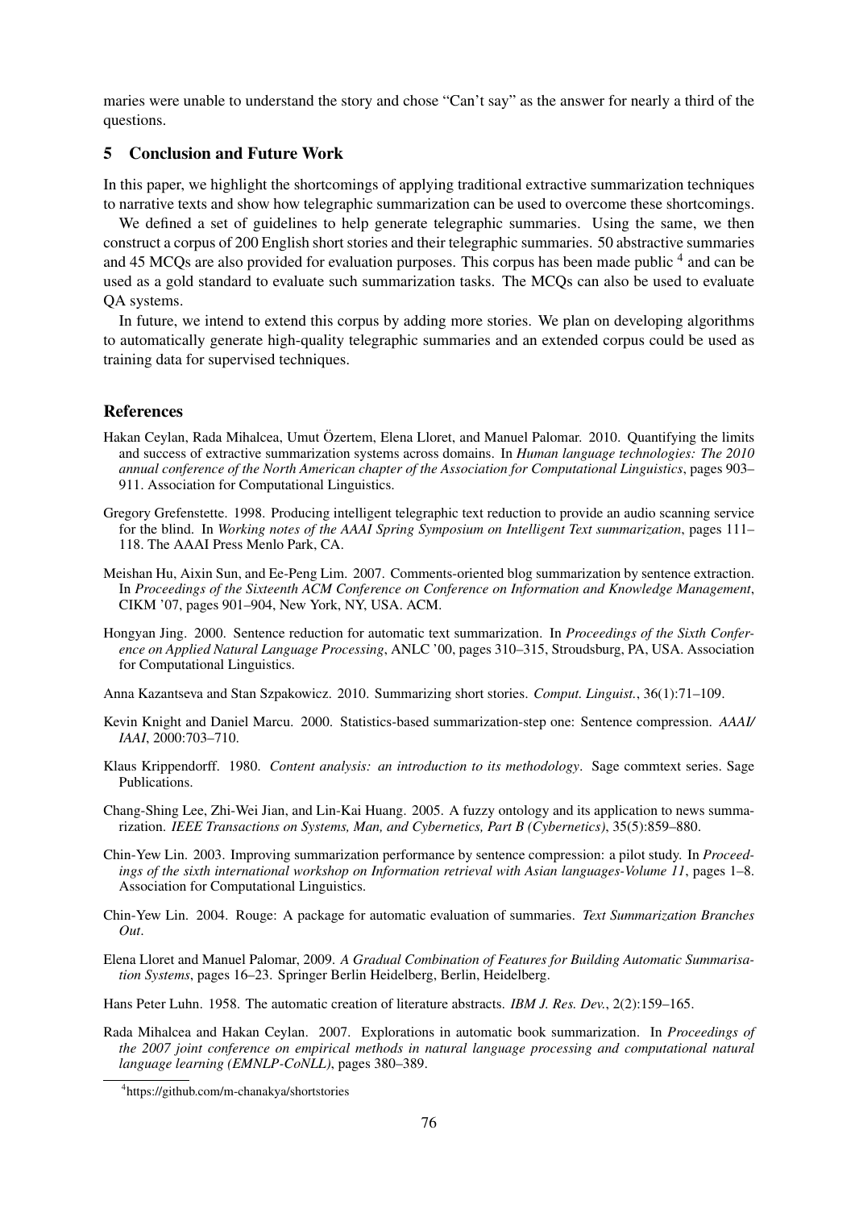maries were unable to understand the story and chose "Can't say" as the answer for nearly a third of the questions.

## 5 Conclusion and Future Work

In this paper, we highlight the shortcomings of applying traditional extractive summarization techniques to narrative texts and show how telegraphic summarization can be used to overcome these shortcomings.

We defined a set of guidelines to help generate telegraphic summaries. Using the same, we then construct a corpus of 200 English short stories and their telegraphic summaries. 50 abstractive summaries and 45 MCQs are also provided for evaluation purposes. This corpus has been made public [4] and can be used as a gold standard to evaluate such summarization tasks. The MCQs can also be used to evaluate QA systems.

In future, we intend to extend this corpus by adding more stories. We plan on developing algorithms to automatically generate high-quality telegraphic summaries and an extended corpus could be used as training data for supervised techniques.

## References

Hakan Ceylan, Rada Mihalcea, Umut Özertem, Elena Lloret, and Manuel Palomar. 2010. Quantifying the limits and success of extractive summarization systems across domains. In *Human language technologies: The 2010 annual conference of the North American chapter of the Association for Computational Linguistics*, pages 903–911. Association for Computational Linguistics.

Gregory Grefenstette. 1998. Producing intelligent telegraphic text reduction to provide an audio scanning service for the blind. In *Working notes of the AAAI Spring Symposium on Intelligent Text summarization*, pages 111–118. The AAAI Press Menlo Park, CA.

Meishan Hu, Aixin Sun, and Ee-Peng Lim. 2007. Comments-oriented blog summarization by sentence extraction. In *Proceedings of the Sixteenth ACM Conference on Conference on Information and Knowledge Management*, CIKM '07, pages 901–904, New York, NY, USA. ACM.

Hongyan Jing. 2000. Sentence reduction for automatic text summarization. In *Proceedings of the Sixth Conference on Applied Natural Language Processing*, ANLC '00, pages 310–315, Stroudsburg, PA, USA. Association for Computational Linguistics.

Anna Kazantseva and Stan Szpakowicz. 2010. Summarizing short stories. *Comput. Linguist.*, 36(1):71–109.

Kevin Knight and Daniel Marcu. 2000. Statistics-based summarization-step one: Sentence compression. *AAAI/ IAAI*, 2000:703–710.

Klaus Krippendorff. 1980. *Content analysis: an introduction to its methodology*. Sage commtext series. Sage Publications.

Chang-Shing Lee, Zhi-Wei Jian, and Lin-Kai Huang. 2005. A fuzzy ontology and its application to news summarization. *IEEE Transactions on Systems, Man, and Cybernetics, Part B (Cybernetics)*, 35(5):859–880.

Chin-Yew Lin. 2003. Improving summarization performance by sentence compression: a pilot study. In *Proceedings of the sixth international workshop on Information retrieval with Asian languages-Volume 11*, pages 1–8. Association for Computational Linguistics.

Chin-Yew Lin. 2004. Rouge: A package for automatic evaluation of summaries. *Text Summarization Branches Out*.

Elena Lloret and Manuel Palomar, 2009. *A Gradual Combination of Features for Building Automatic Summarisation Systems*, pages 16–23. Springer Berlin Heidelberg, Berlin, Heidelberg.

Hans Peter Luhn. 1958. The automatic creation of literature abstracts. *IBM J. Res. Dev.*, 2(2):159–165.

Rada Mihalcea and Hakan Ceylan. 2007. Explorations in automatic book summarization. In *Proceedings of the 2007 joint conference on empirical methods in natural language processing and computational natural language learning (EMNLP-CoNLL)*, pages 380–389.

[4] https://github.com/m-chanakya/shortstories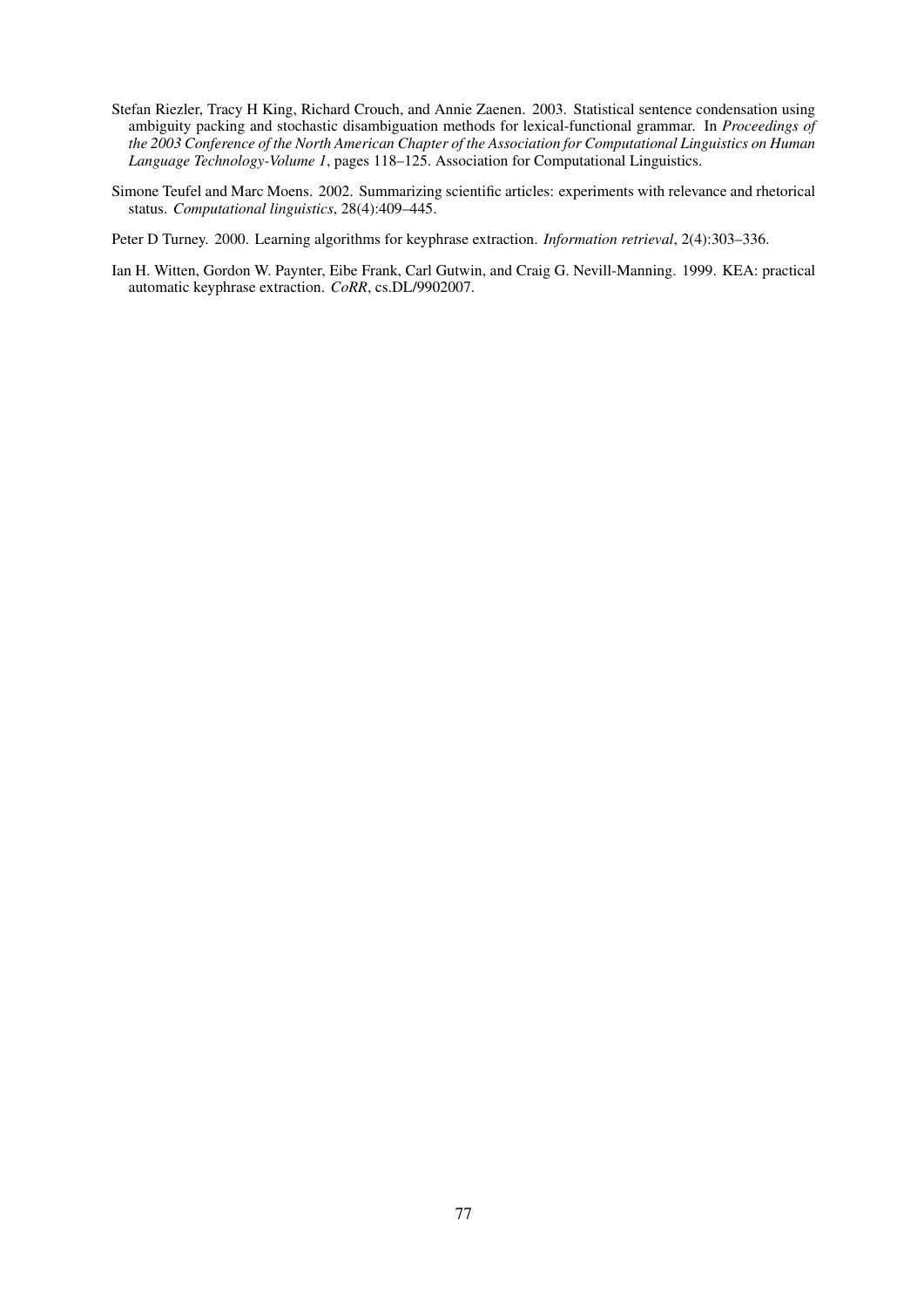Stefan Riezler, Tracy H King, Richard Crouch, and Annie Zaenen. 2003. Statistical sentence condensation using ambiguity packing and stochastic disambiguation methods for lexical-functional grammar. In *Proceedings of the 2003 Conference of the North American Chapter of the Association for Computational Linguistics on Human Language Technology-Volume 1*, pages 118–125. Association for Computational Linguistics.

Simone Teufel and Marc Moens. 2002. Summarizing scientific articles: experiments with relevance and rhetorical status. *Computational linguistics*, 28(4):409–445.

Peter D Turney. 2000. Learning algorithms for keyphrase extraction. *Information retrieval*, 2(4):303–336.

Ian H. Witten, Gordon W. Paynter, Eibe Frank, Carl Gutwin, and Craig G. Nevill-Manning. 1999. KEA: practical automatic keyphrase extraction. *CoRR*, cs.DL/9902007.